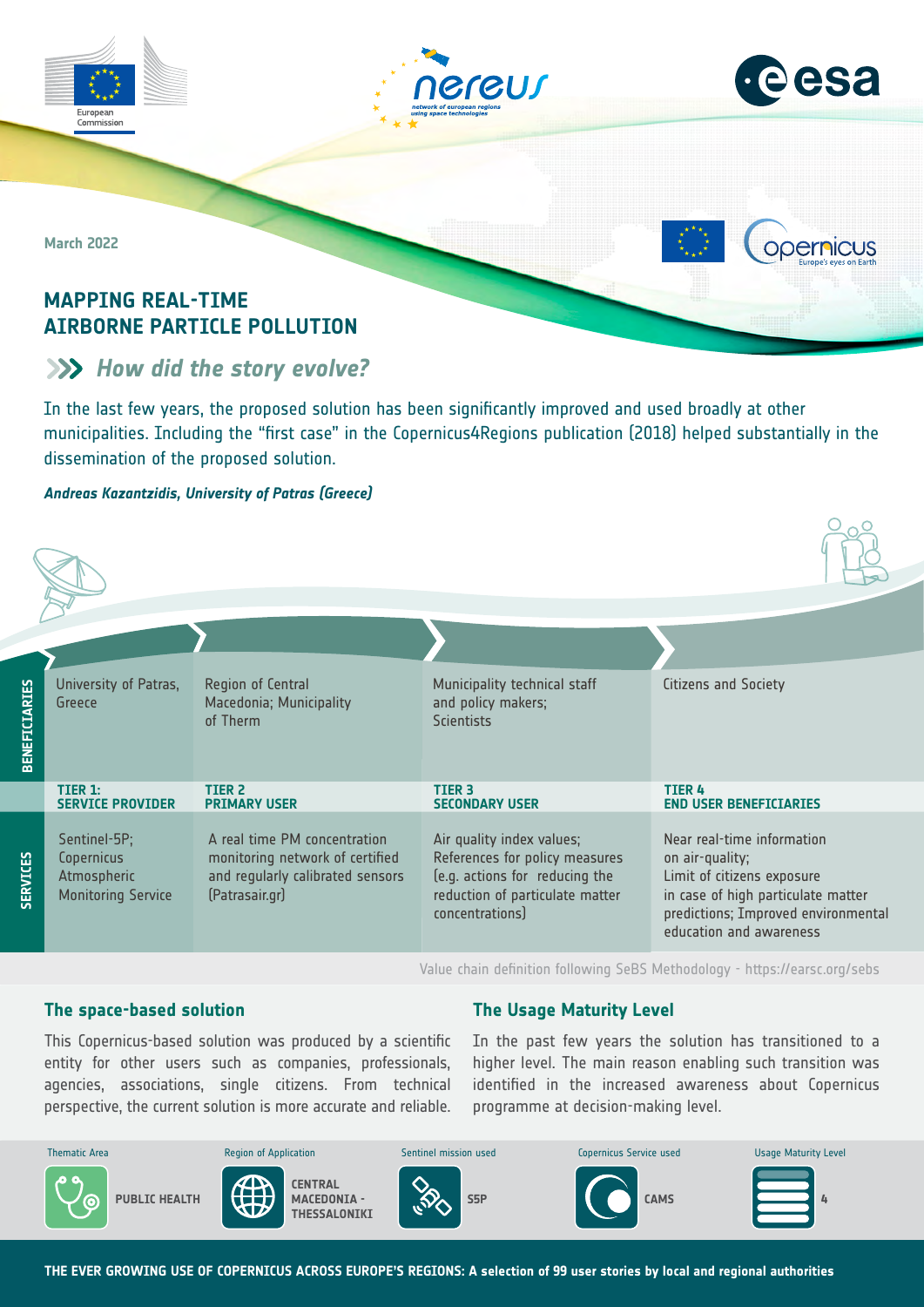March 2022

# MAPPING REAL-TIME AIRBORNE PARTICLE POLLUTION

## How did the story evolve?

In the last few years, the proposed solution has been significantly improved and used broadly at other municipalities. Including the "first case" in the Copernicus4Regions publication (2018) helped substantially in the dissemination of the proposed solution.

***Andreas Kazantzidis, University of Patras (Greece)***

| | TIER 1: SERVICE PROVIDER | TIER 2 PRIMARY USER | TIER 3 SECONDARY USER | TIER 4 END USER BENEFICIARIES |
|---|---|---|---|---|
| **BENEFICIARIES** | University of Patras, Greece | Region of Central Macedonia; Municipality of Therm | Municipality technical staff and policy makers; Scientists | Citizens and Society |
| **SERVICES** | Sentinel-5P; Copernicus Atmospheric Monitoring Service | A real time PM concentration monitoring network of certified and regularly calibrated sensors (Patrasair.gr) | Air quality index values; References for policy measures (e.g. actions for reducing the reduction of particulate matter concentrations) | Near real-time information on air-quality; Limit of citizens exposure in case of high particulate matter predictions; Improved environmental education and awareness |

Value chain definition following SeBS Methodology - https://earsc.org/sebs

### The space-based solution

This Copernicus-based solution was produced by a scientific entity for other users such as companies, professionals, agencies, associations, single citizens. From technical perspective, the current solution is more accurate and reliable.

### The Usage Maturity Level

In the past few years the solution has transitioned to a higher level. The main reason enabling such transition was identified in the increased awareness about Copernicus programme at decision-making level.

| Thematic Area | Region of Application | Sentinel mission used | Copernicus Service used | Usage Maturity Level |
|---|---|---|---|---|
| PUBLIC HEALTH | CENTRAL MACEDONIA - THESSALONIKI | S5P | CAMS | 4 |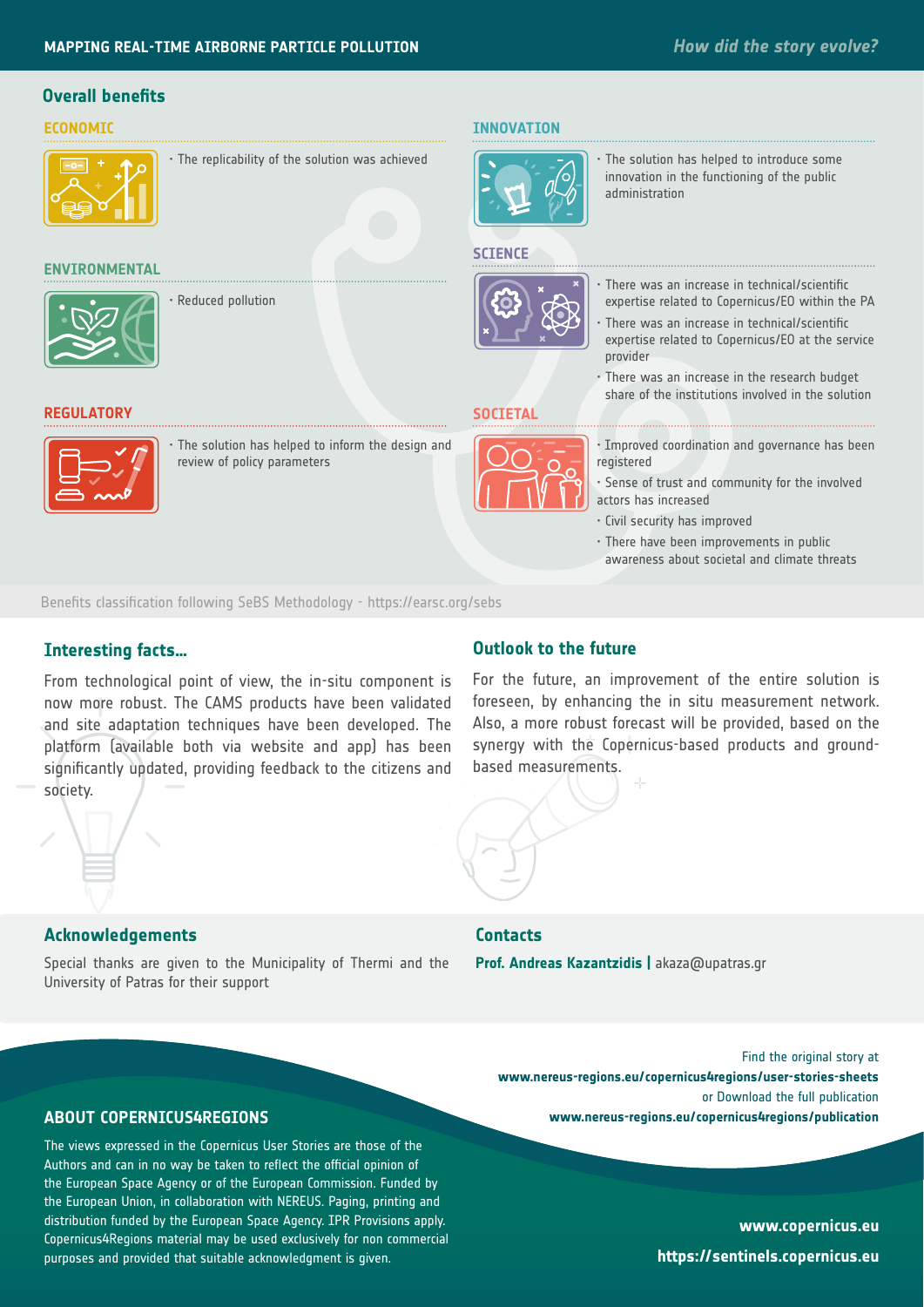## Overall benefits

### ECONOMIC

- The replicability of the solution was achieved

### ENVIRONMENTAL

- Reduced pollution

### REGULATORY

- The solution has helped to inform the design and review of policy parameters

### INNOVATION

- The solution has helped to introduce some innovation in the functioning of the public administration

### SCIENCE

- There was an increase in technical/scientific expertise related to Copernicus/EO within the PA
- There was an increase in technical/scientific expertise related to Copernicus/EO at the service provider
- There was an increase in the research budget share of the institutions involved in the solution

### SOCIETAL

- Improved coordination and governance has been registered
- Sense of trust and community for the involved actors has increased
- Civil security has improved
- There have been improvements in public awareness about societal and climate threats

Benefits classification following SeBS Methodology - https://earsc.org/sebs

## Interesting facts...

From technological point of view, the in-situ component is now more robust. The CAMS products have been validated and site adaptation techniques have been developed. The platform (available both via website and app) has been significantly updated, providing feedback to the citizens and society.

## Outlook to the future

For the future, an improvement of the entire solution is foreseen, by enhancing the in situ measurement network. Also, a more robust forecast will be provided, based on the synergy with the Copernicus-based products and ground-based measurements.

## Acknowledgements

Special thanks are given to the Municipality of Thermi and the University of Patras for their support

## Contacts

**Prof. Andreas Kazantzidis |** akaza@upatras.gr

Find the original story at
**www.nereus-regions.eu/copernicus4regions/user-stories-sheets**
or Download the full publication
**www.nereus-regions.eu/copernicus4regions/publication**

## ABOUT COPERNICUS4REGIONS

The views expressed in the Copernicus User Stories are those of the Authors and can in no way be taken to reflect the official opinion of the European Space Agency or of the European Commission. Funded by the European Union, in collaboration with NEREUS. Paging, printing and distribution funded by the European Space Agency. IPR Provisions apply. Copernicus4Regions material may be used exclusively for non commercial purposes and provided that suitable acknowledgment is given.

**www.copernicus.eu**
**https://sentinels.copernicus.eu**